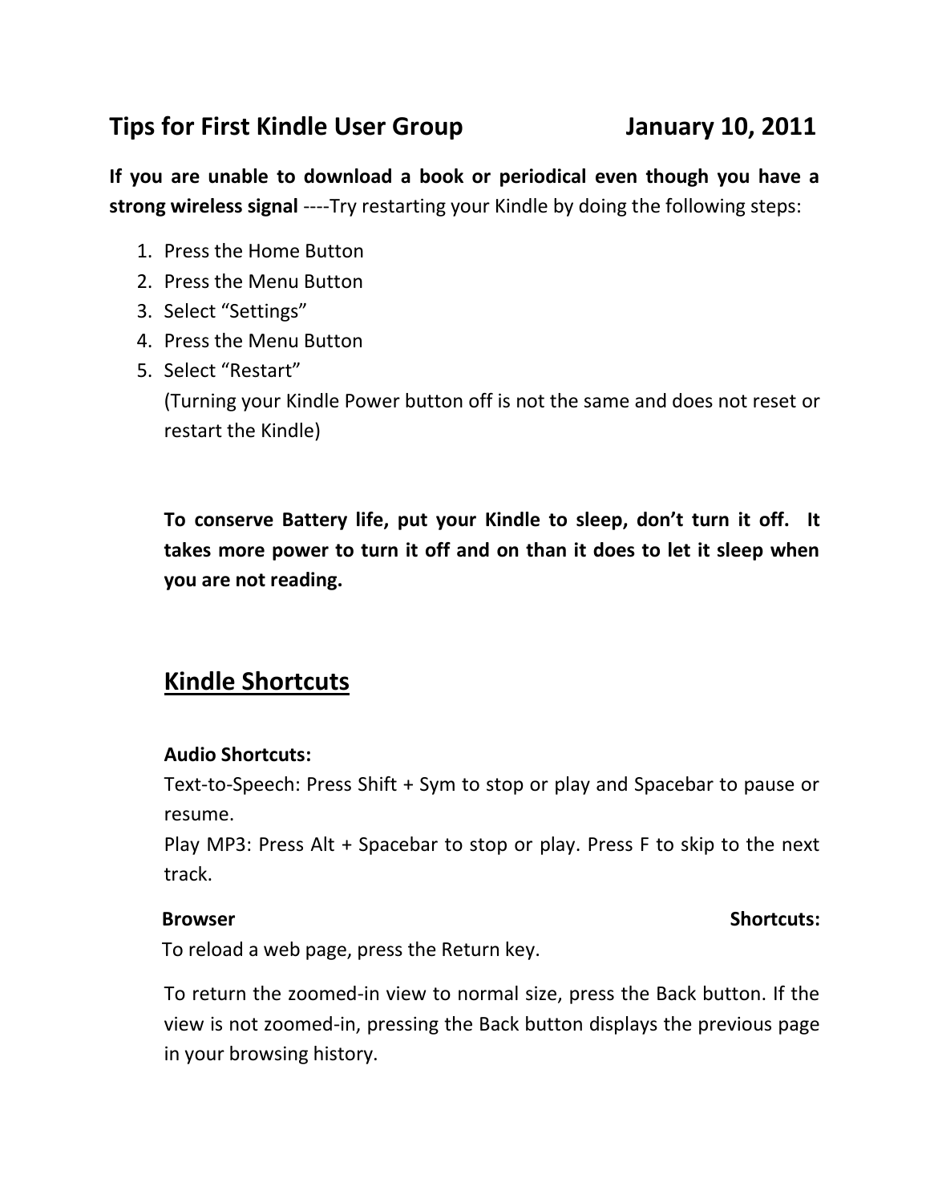# Tips for First Kindle User Group January 10, 2011

**If you are unable to download a book or periodical even though you have a strong wireless signal** ----Try restarting your Kindle by doing the following steps:

1. Press the Home Button
2. Press the Menu Button
3. Select "Settings"
4. Press the Menu Button
5. Select "Restart"
   (Turning your Kindle Power button off is not the same and does not reset or restart the Kindle)

**To conserve Battery life, put your Kindle to sleep, don't turn it off. It takes more power to turn it off and on than it does to let it sleep when you are not reading.**

## Kindle Shortcuts

**Audio Shortcuts:**

Text-to-Speech: Press Shift + Sym to stop or play and Spacebar to pause or resume.

Play MP3: Press Alt + Spacebar to stop or play. Press F to skip to the next track.

**Browser Shortcuts:**

To reload a web page, press the Return key.

To return the zoomed-in view to normal size, press the Back button. If the view is not zoomed-in, pressing the Back button displays the previous page in your browsing history.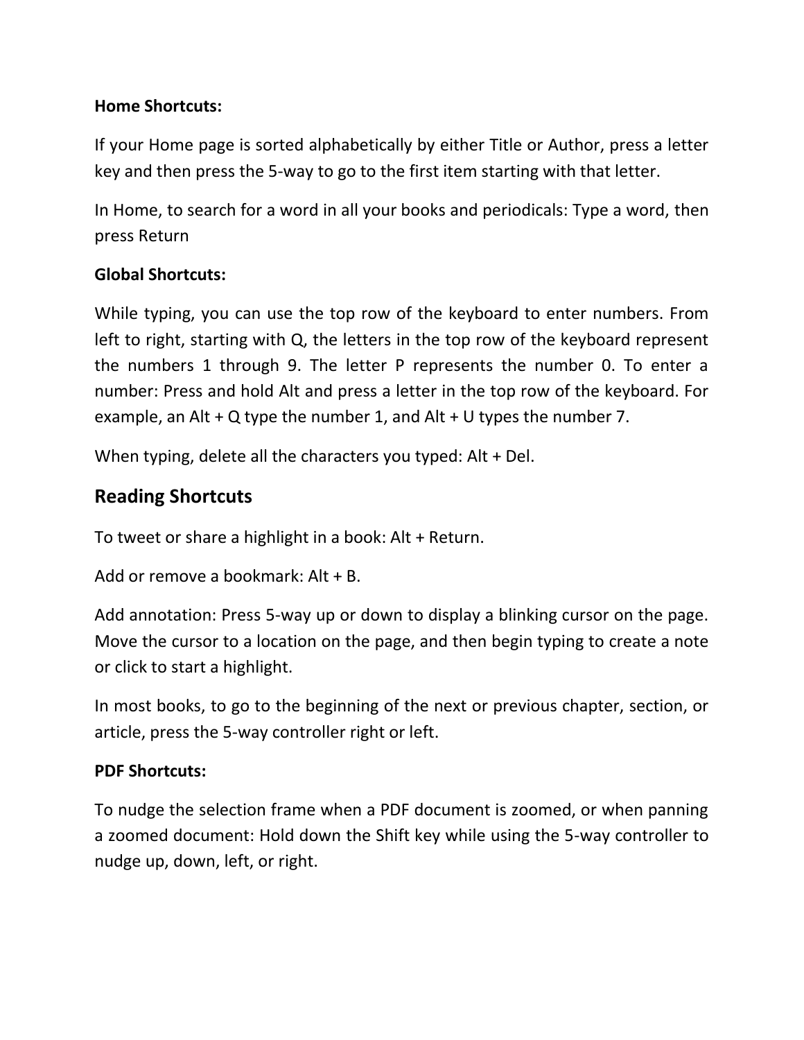**Home Shortcuts:**

If your Home page is sorted alphabetically by either Title or Author, press a letter key and then press the 5-way to go to the first item starting with that letter.

In Home, to search for a word in all your books and periodicals: Type a word, then press Return

**Global Shortcuts:**

While typing, you can use the top row of the keyboard to enter numbers. From left to right, starting with Q, the letters in the top row of the keyboard represent the numbers 1 through 9. The letter P represents the number 0. To enter a number: Press and hold Alt and press a letter in the top row of the keyboard. For example, an Alt + Q type the number 1, and Alt + U types the number 7.

When typing, delete all the characters you typed: Alt + Del.

## Reading Shortcuts

To tweet or share a highlight in a book: Alt + Return.

Add or remove a bookmark: Alt + B.

Add annotation: Press 5-way up or down to display a blinking cursor on the page. Move the cursor to a location on the page, and then begin typing to create a note or click to start a highlight.

In most books, to go to the beginning of the next or previous chapter, section, or article, press the 5-way controller right or left.

**PDF Shortcuts:**

To nudge the selection frame when a PDF document is zoomed, or when panning a zoomed document: Hold down the Shift key while using the 5-way controller to nudge up, down, left, or right.